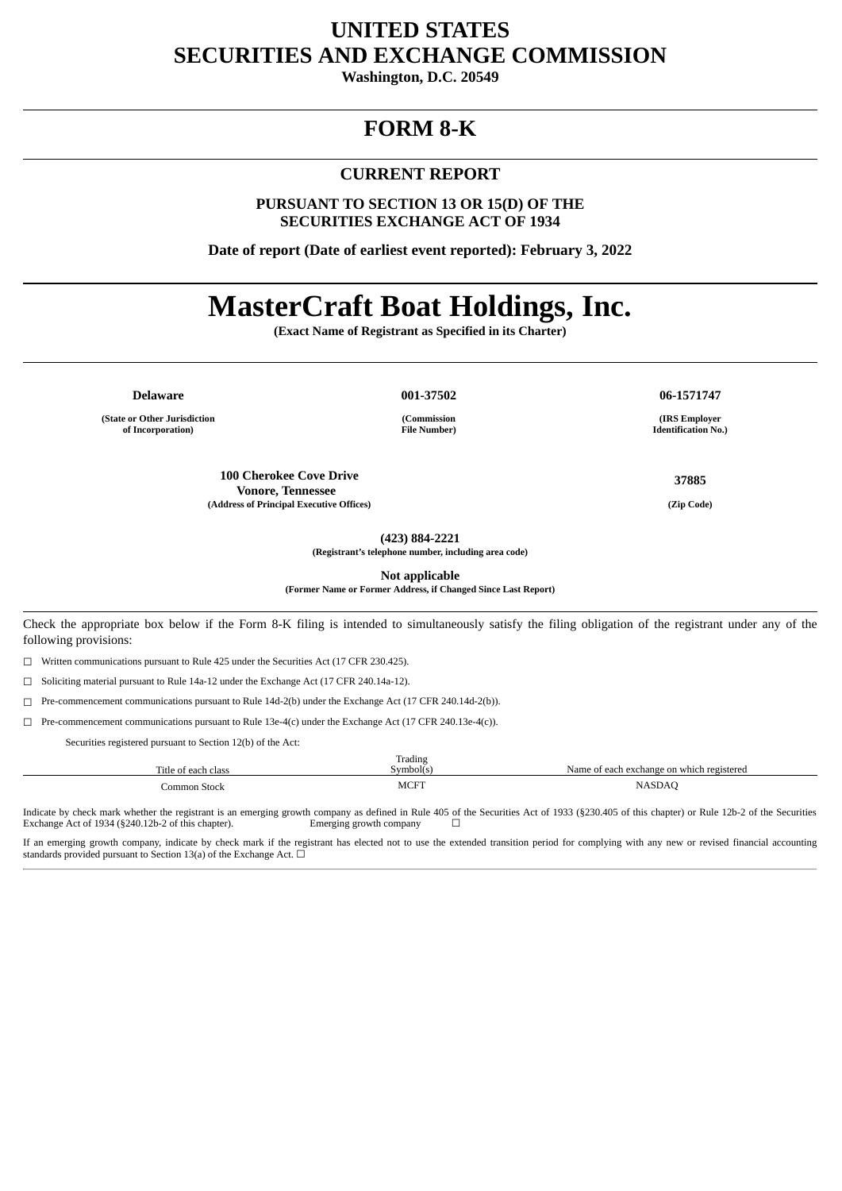# UNITED STATES
# SECURITIES AND EXCHANGE COMMISSION

**Washington, D.C. 20549**

---

# FORM 8-K

---

## CURRENT REPORT

**PURSUANT TO SECTION 13 OR 15(D) OF THE SECURITIES EXCHANGE ACT OF 1934**

**Date of report (Date of earliest event reported): February 3, 2022**

---

# MasterCraft Boat Holdings, Inc.

**(Exact Name of Registrant as Specified in its Charter)**

---

| **Delaware** | **001-37502** | **06-1571747** |
|---|---|---|
| **(State or Other Jurisdiction of Incorporation)** | **(Commission File Number)** | **(IRS Employer Identification No.)** |

| **100 Cherokee Cove Drive Vonore, Tennessee** | **37885** |
|---|---|
| **(Address of Principal Executive Offices)** | **(Zip Code)** |

**(423) 884-2221**
**(Registrant's telephone number, including area code)**

**Not applicable**
**(Former Name or Former Address, if Changed Since Last Report)**

---

Check the appropriate box below if the Form 8-K filing is intended to simultaneously satisfy the filing obligation of the registrant under any of the following provisions:

☐ Written communications pursuant to Rule 425 under the Securities Act (17 CFR 230.425).

☐ Soliciting material pursuant to Rule 14a-12 under the Exchange Act (17 CFR 240.14a-12).

☐ Pre-commencement communications pursuant to Rule 14d-2(b) under the Exchange Act (17 CFR 240.14d-2(b)).

☐ Pre-commencement communications pursuant to Rule 13e-4(c) under the Exchange Act (17 CFR 240.13e-4(c)).

Securities registered pursuant to Section 12(b) of the Act:

| Title of each class | Trading Symbol(s) | Name of each exchange on which registered |
|---|---|---|
| Common Stock | MCFT | NASDAQ |

Indicate by check mark whether the registrant is an emerging growth company as defined in Rule 405 of the Securities Act of 1933 (§230.405 of this chapter) or Rule 12b-2 of the Securities Exchange Act of 1934 (§240.12b-2 of this chapter). Emerging growth company ☐

If an emerging growth company, indicate by check mark if the registrant has elected not to use the extended transition period for complying with any new or revised financial accounting standards provided pursuant to Section 13(a) of the Exchange Act. ☐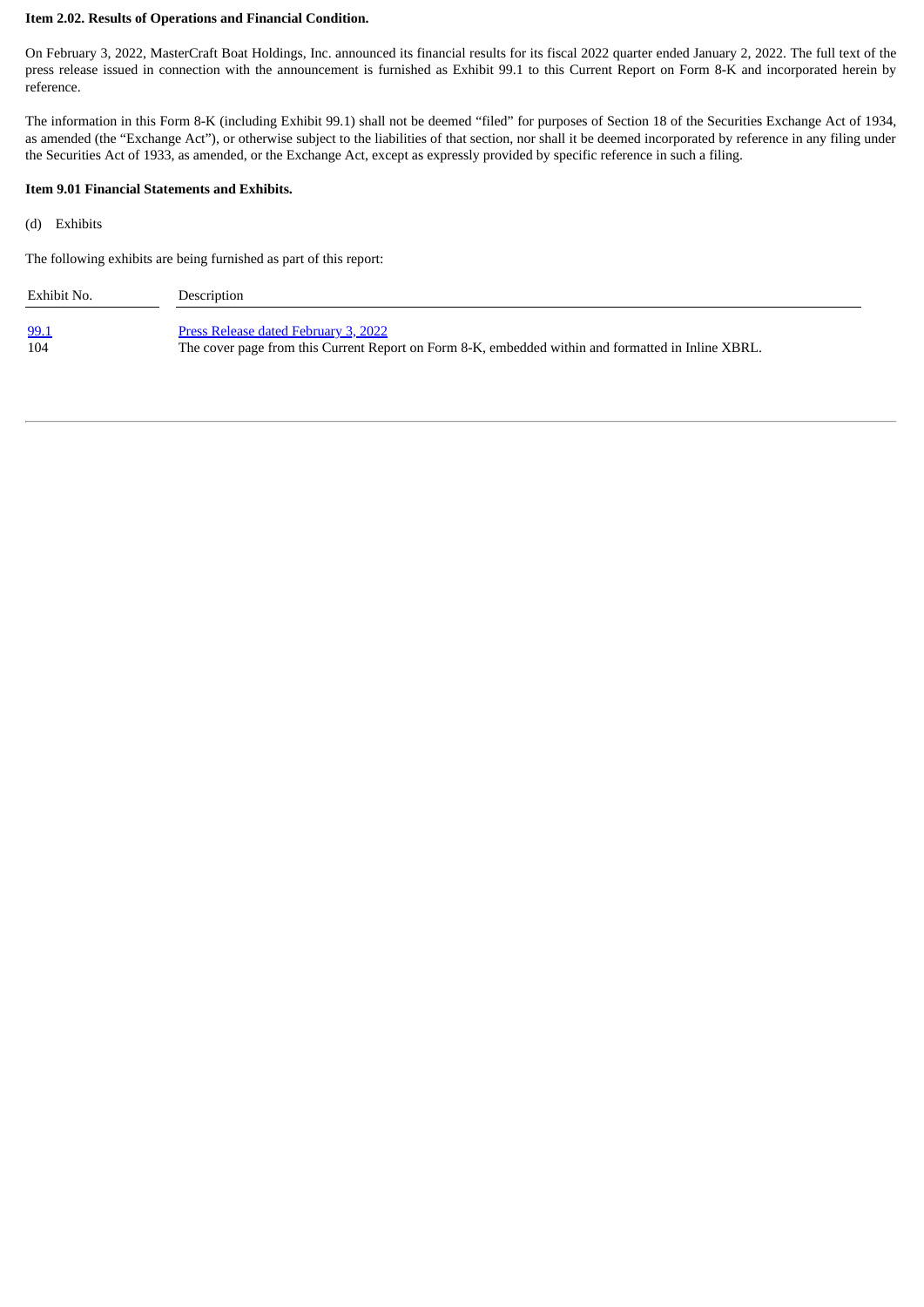**Item 2.02. Results of Operations and Financial Condition.**

On February 3, 2022, MasterCraft Boat Holdings, Inc. announced its financial results for its fiscal 2022 quarter ended January 2, 2022. The full text of the press release issued in connection with the announcement is furnished as Exhibit 99.1 to this Current Report on Form 8-K and incorporated herein by reference.

The information in this Form 8-K (including Exhibit 99.1) shall not be deemed "filed" for purposes of Section 18 of the Securities Exchange Act of 1934, as amended (the "Exchange Act"), or otherwise subject to the liabilities of that section, nor shall it be deemed incorporated by reference in any filing under the Securities Act of 1933, as amended, or the Exchange Act, except as expressly provided by specific reference in such a filing.

**Item 9.01 Financial Statements and Exhibits.**

(d) Exhibits

The following exhibits are being furnished as part of this report:

| Exhibit No. | Description |
|---|---|
| 99.1 | Press Release dated February 3, 2022 |
| 104 | The cover page from this Current Report on Form 8-K, embedded within and formatted in Inline XBRL. |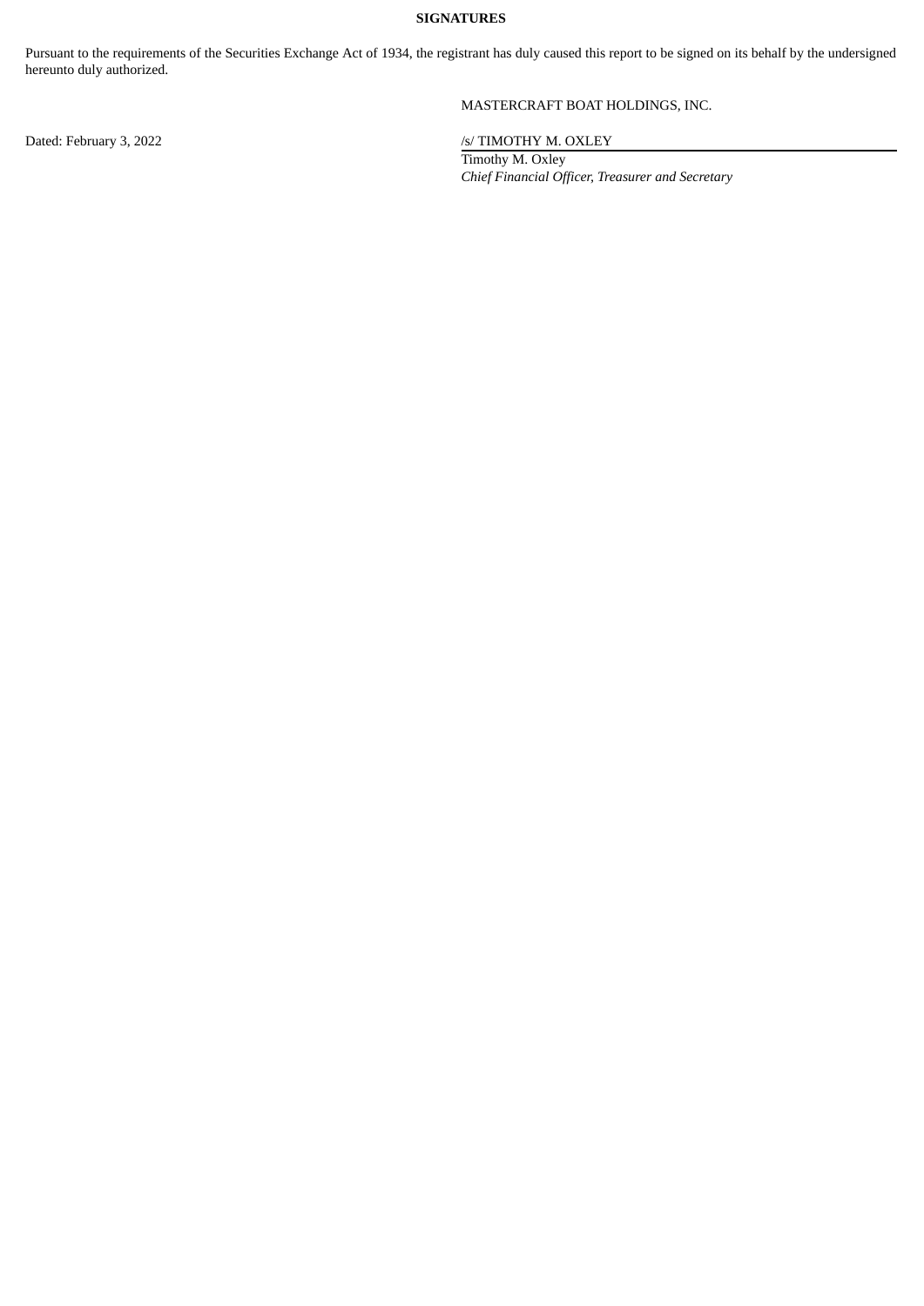**SIGNATURES**

Pursuant to the requirements of the Securities Exchange Act of 1934, the registrant has duly caused this report to be signed on its behalf by the undersigned hereunto duly authorized.

MASTERCRAFT BOAT HOLDINGS, INC.

Dated: February 3, 2022

/s/ TIMOTHY M. OXLEY

Timothy M. Oxley

*Chief Financial Officer, Treasurer and Secretary*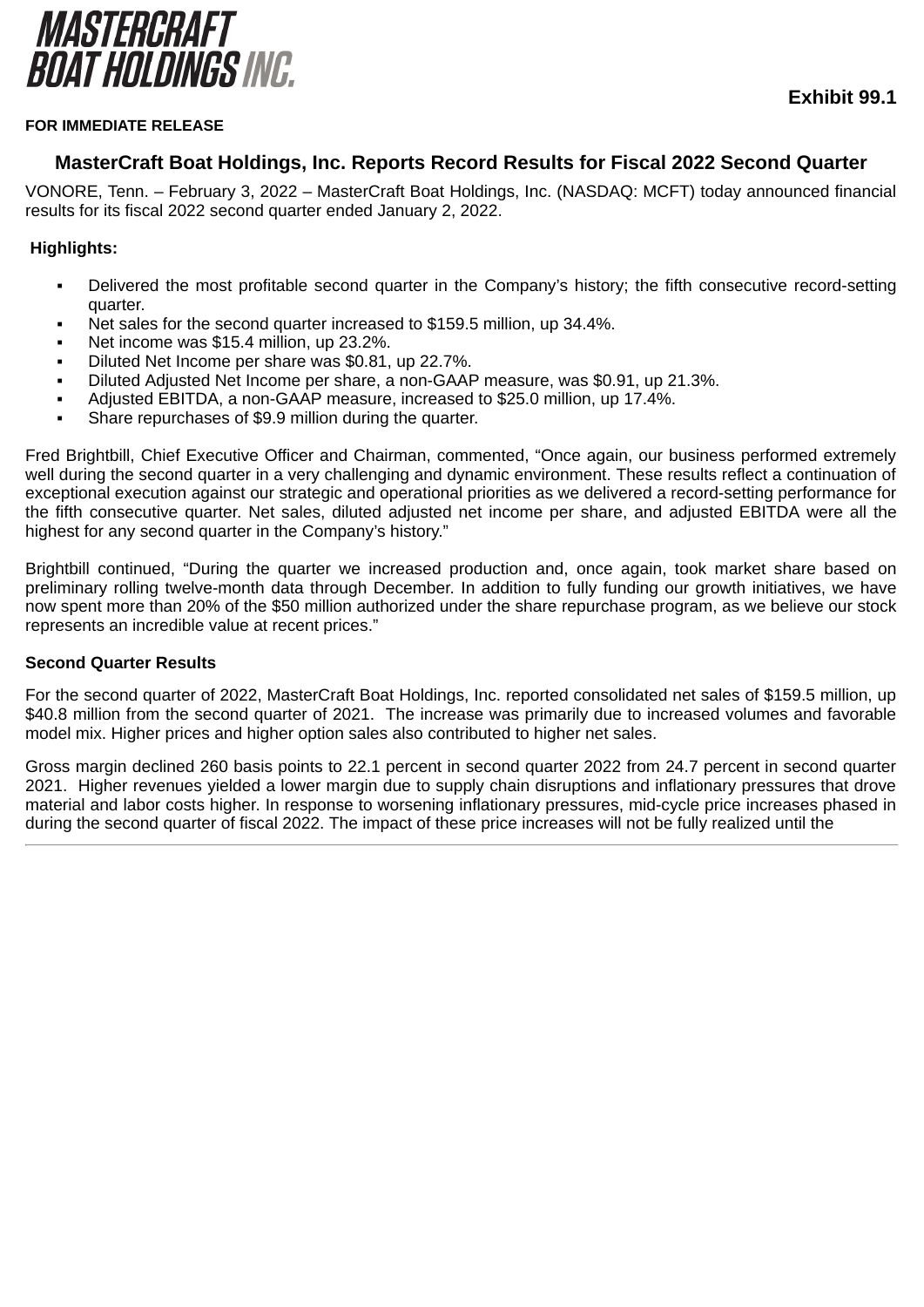**MASTERCRAFT BOAT HOLDINGS INC.**

**Exhibit 99.1**

**FOR IMMEDIATE RELEASE**

## MasterCraft Boat Holdings, Inc. Reports Record Results for Fiscal 2022 Second Quarter

VONORE, Tenn. – February 3, 2022 – MasterCraft Boat Holdings, Inc. (NASDAQ: MCFT) today announced financial results for its fiscal 2022 second quarter ended January 2, 2022.

**Highlights:**

- Delivered the most profitable second quarter in the Company's history; the fifth consecutive record-setting quarter.
- Net sales for the second quarter increased to $159.5 million, up 34.4%.
- Net income was $15.4 million, up 23.2%.
- Diluted Net Income per share was $0.81, up 22.7%.
- Diluted Adjusted Net Income per share, a non-GAAP measure, was $0.91, up 21.3%.
- Adjusted EBITDA, a non-GAAP measure, increased to $25.0 million, up 17.4%.
- Share repurchases of $9.9 million during the quarter.

Fred Brightbill, Chief Executive Officer and Chairman, commented, "Once again, our business performed extremely well during the second quarter in a very challenging and dynamic environment. These results reflect a continuation of exceptional execution against our strategic and operational priorities as we delivered a record-setting performance for the fifth consecutive quarter. Net sales, diluted adjusted net income per share, and adjusted EBITDA were all the highest for any second quarter in the Company's history."

Brightbill continued, "During the quarter we increased production and, once again, took market share based on preliminary rolling twelve-month data through December. In addition to fully funding our growth initiatives, we have now spent more than 20% of the $50 million authorized under the share repurchase program, as we believe our stock represents an incredible value at recent prices."

**Second Quarter Results**

For the second quarter of 2022, MasterCraft Boat Holdings, Inc. reported consolidated net sales of $159.5 million, up $40.8 million from the second quarter of 2021. The increase was primarily due to increased volumes and favorable model mix. Higher prices and higher option sales also contributed to higher net sales.

Gross margin declined 260 basis points to 22.1 percent in second quarter 2022 from 24.7 percent in second quarter 2021. Higher revenues yielded a lower margin due to supply chain disruptions and inflationary pressures that drove material and labor costs higher. In response to worsening inflationary pressures, mid-cycle price increases phased in during the second quarter of fiscal 2022. The impact of these price increases will not be fully realized until the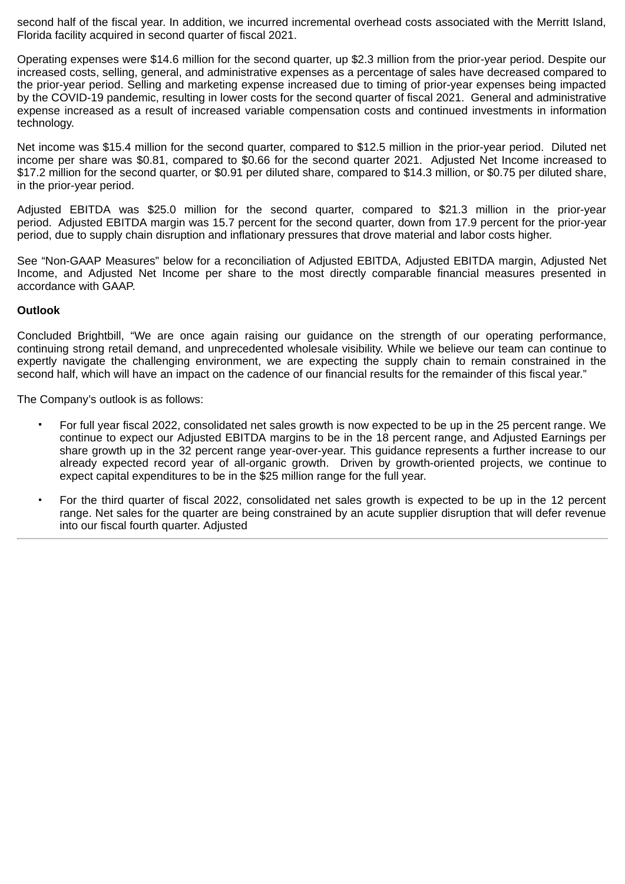second half of the fiscal year. In addition, we incurred incremental overhead costs associated with the Merritt Island, Florida facility acquired in second quarter of fiscal 2021.

Operating expenses were $14.6 million for the second quarter, up $2.3 million from the prior-year period. Despite our increased costs, selling, general, and administrative expenses as a percentage of sales have decreased compared to the prior-year period. Selling and marketing expense increased due to timing of prior-year expenses being impacted by the COVID-19 pandemic, resulting in lower costs for the second quarter of fiscal 2021. General and administrative expense increased as a result of increased variable compensation costs and continued investments in information technology.

Net income was $15.4 million for the second quarter, compared to $12.5 million in the prior-year period. Diluted net income per share was $0.81, compared to $0.66 for the second quarter 2021. Adjusted Net Income increased to $17.2 million for the second quarter, or $0.91 per diluted share, compared to $14.3 million, or $0.75 per diluted share, in the prior-year period.

Adjusted EBITDA was $25.0 million for the second quarter, compared to $21.3 million in the prior-year period. Adjusted EBITDA margin was 15.7 percent for the second quarter, down from 17.9 percent for the prior-year period, due to supply chain disruption and inflationary pressures that drove material and labor costs higher.

See “Non-GAAP Measures” below for a reconciliation of Adjusted EBITDA, Adjusted EBITDA margin, Adjusted Net Income, and Adjusted Net Income per share to the most directly comparable financial measures presented in accordance with GAAP.

**Outlook**

Concluded Brightbill, “We are once again raising our guidance on the strength of our operating performance, continuing strong retail demand, and unprecedented wholesale visibility. While we believe our team can continue to expertly navigate the challenging environment, we are expecting the supply chain to remain constrained in the second half, which will have an impact on the cadence of our financial results for the remainder of this fiscal year.”

The Company’s outlook is as follows:

- For full year fiscal 2022, consolidated net sales growth is now expected to be up in the 25 percent range. We continue to expect our Adjusted EBITDA margins to be in the 18 percent range, and Adjusted Earnings per share growth up in the 32 percent range year-over-year. This guidance represents a further increase to our already expected record year of all-organic growth. Driven by growth-oriented projects, we continue to expect capital expenditures to be in the $25 million range for the full year.
- For the third quarter of fiscal 2022, consolidated net sales growth is expected to be up in the 12 percent range. Net sales for the quarter are being constrained by an acute supplier disruption that will defer revenue into our fiscal fourth quarter. Adjusted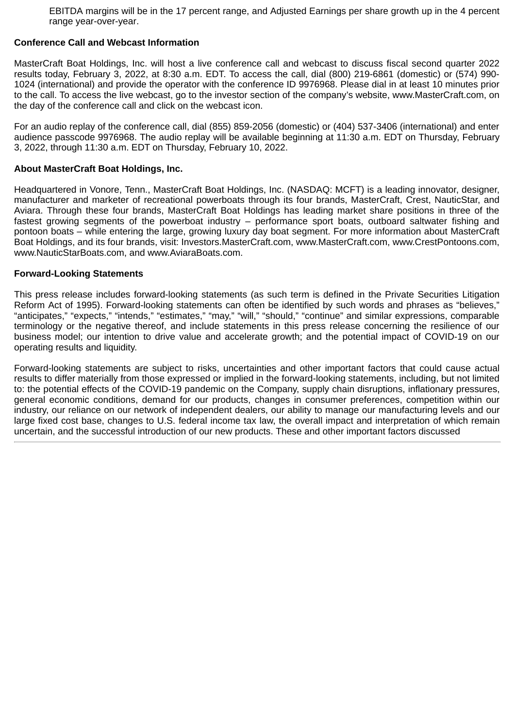EBITDA margins will be in the 17 percent range, and Adjusted Earnings per share growth up in the 4 percent range year-over-year.

**Conference Call and Webcast Information**

MasterCraft Boat Holdings, Inc. will host a live conference call and webcast to discuss fiscal second quarter 2022 results today, February 3, 2022, at 8:30 a.m. EDT. To access the call, dial (800) 219-6861 (domestic) or (574) 990-1024 (international) and provide the operator with the conference ID 9976968. Please dial in at least 10 minutes prior to the call. To access the live webcast, go to the investor section of the company's website, www.MasterCraft.com, on the day of the conference call and click on the webcast icon.

For an audio replay of the conference call, dial (855) 859-2056 (domestic) or (404) 537-3406 (international) and enter audience passcode 9976968. The audio replay will be available beginning at 11:30 a.m. EDT on Thursday, February 3, 2022, through 11:30 a.m. EDT on Thursday, February 10, 2022.

**About MasterCraft Boat Holdings, Inc.**

Headquartered in Vonore, Tenn., MasterCraft Boat Holdings, Inc. (NASDAQ: MCFT) is a leading innovator, designer, manufacturer and marketer of recreational powerboats through its four brands, MasterCraft, Crest, NauticStar, and Aviara. Through these four brands, MasterCraft Boat Holdings has leading market share positions in three of the fastest growing segments of the powerboat industry – performance sport boats, outboard saltwater fishing and pontoon boats – while entering the large, growing luxury day boat segment. For more information about MasterCraft Boat Holdings, and its four brands, visit: Investors.MasterCraft.com, www.MasterCraft.com, www.CrestPontoons.com, www.NauticStarBoats.com, and www.AviaraBoats.com.

**Forward-Looking Statements**

This press release includes forward-looking statements (as such term is defined in the Private Securities Litigation Reform Act of 1995). Forward-looking statements can often be identified by such words and phrases as "believes," "anticipates," "expects," "intends," "estimates," "may," "will," "should," "continue" and similar expressions, comparable terminology or the negative thereof, and include statements in this press release concerning the resilience of our business model; our intention to drive value and accelerate growth; and the potential impact of COVID-19 on our operating results and liquidity.

Forward-looking statements are subject to risks, uncertainties and other important factors that could cause actual results to differ materially from those expressed or implied in the forward-looking statements, including, but not limited to: the potential effects of the COVID-19 pandemic on the Company, supply chain disruptions, inflationary pressures, general economic conditions, demand for our products, changes in consumer preferences, competition within our industry, our reliance on our network of independent dealers, our ability to manage our manufacturing levels and our large fixed cost base, changes to U.S. federal income tax law, the overall impact and interpretation of which remain uncertain, and the successful introduction of our new products. These and other important factors discussed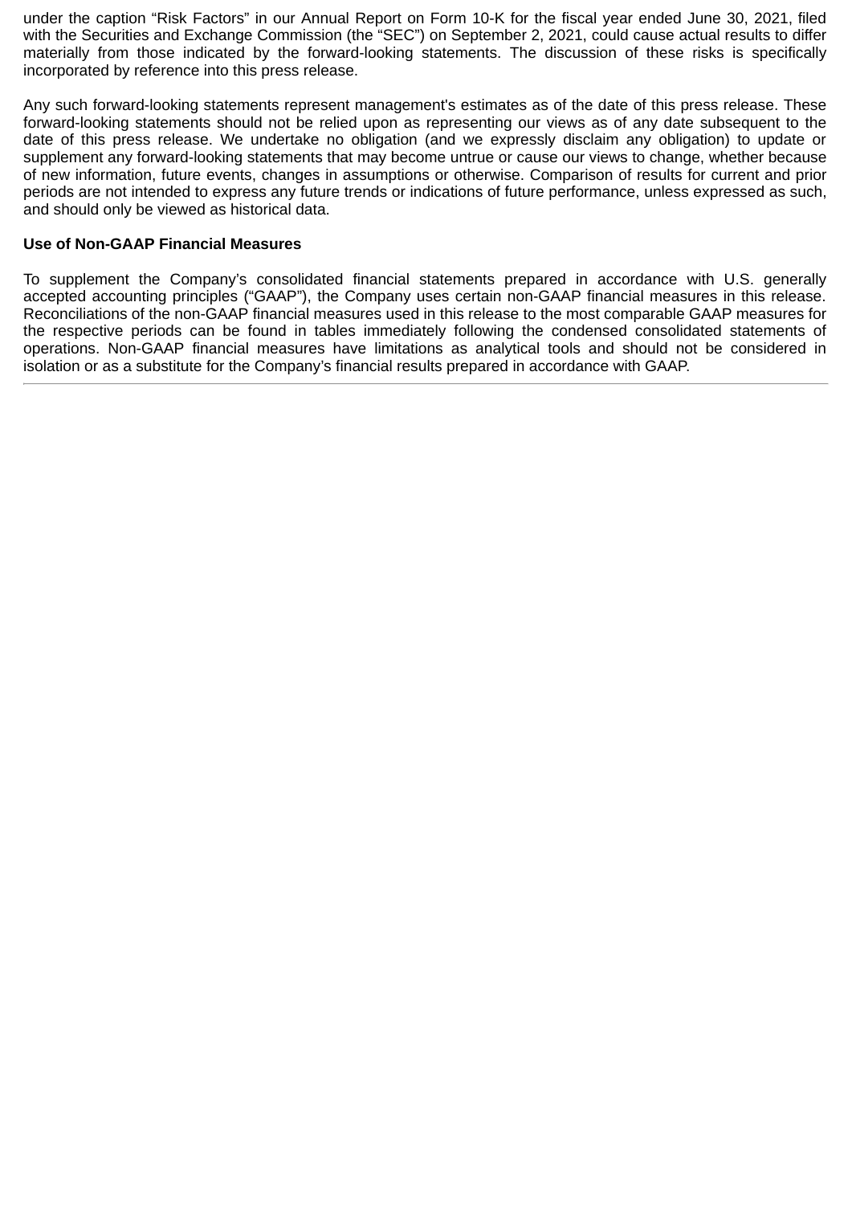under the caption “Risk Factors” in our Annual Report on Form 10-K for the fiscal year ended June 30, 2021, filed with the Securities and Exchange Commission (the “SEC”) on September 2, 2021, could cause actual results to differ materially from those indicated by the forward-looking statements. The discussion of these risks is specifically incorporated by reference into this press release.

Any such forward-looking statements represent management's estimates as of the date of this press release. These forward-looking statements should not be relied upon as representing our views as of any date subsequent to the date of this press release. We undertake no obligation (and we expressly disclaim any obligation) to update or supplement any forward-looking statements that may become untrue or cause our views to change, whether because of new information, future events, changes in assumptions or otherwise. Comparison of results for current and prior periods are not intended to express any future trends or indications of future performance, unless expressed as such, and should only be viewed as historical data.

**Use of Non-GAAP Financial Measures**

To supplement the Company’s consolidated financial statements prepared in accordance with U.S. generally accepted accounting principles (“GAAP”), the Company uses certain non-GAAP financial measures in this release. Reconciliations of the non-GAAP financial measures used in this release to the most comparable GAAP measures for the respective periods can be found in tables immediately following the condensed consolidated statements of operations. Non-GAAP financial measures have limitations as analytical tools and should not be considered in isolation or as a substitute for the Company’s financial results prepared in accordance with GAAP.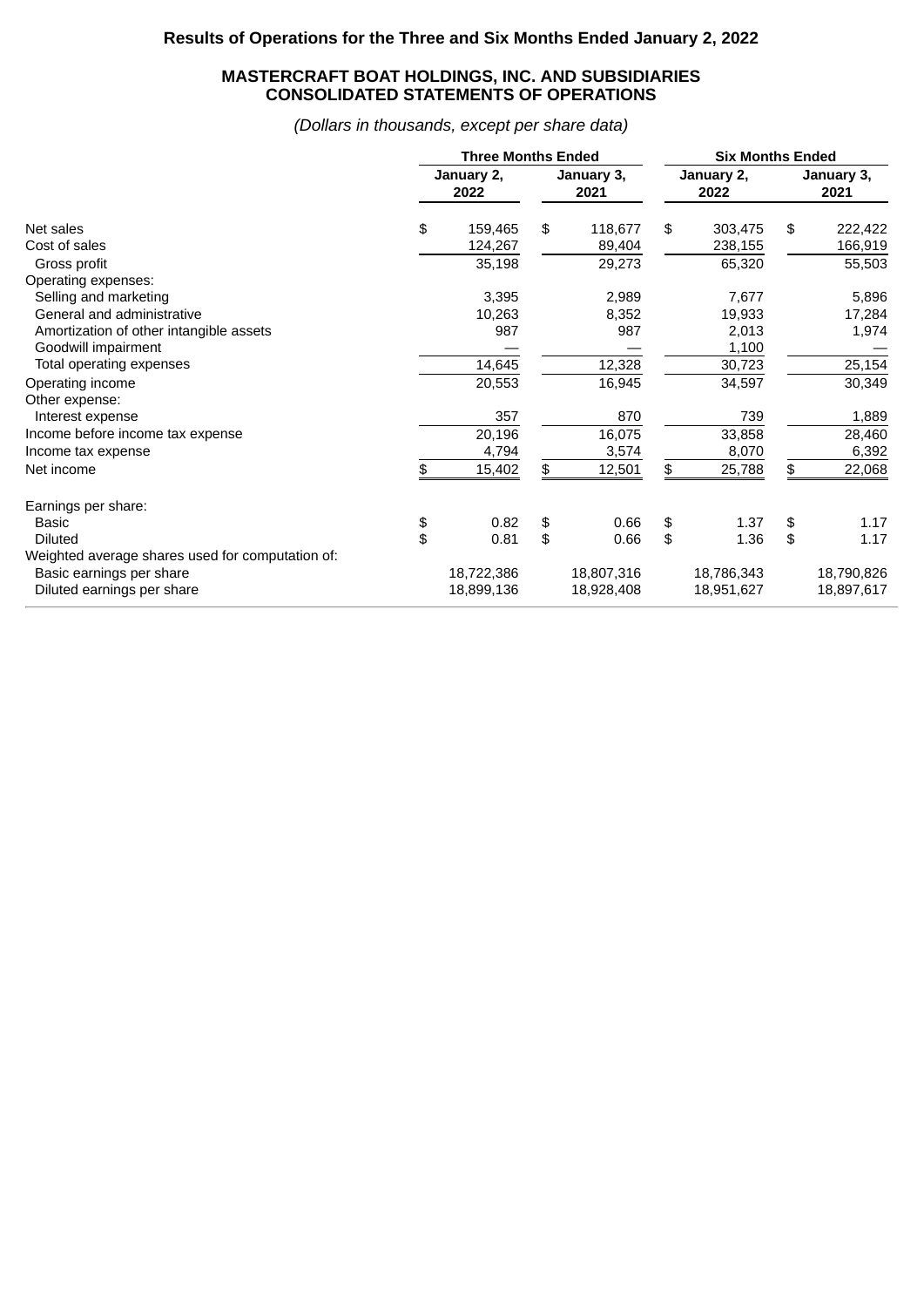## Results of Operations for the Three and Six Months Ended January 2, 2022

### MASTERCRAFT BOAT HOLDINGS, INC. AND SUBSIDIARIES
### CONSOLIDATED STATEMENTS OF OPERATIONS

*(Dollars in thousands, except per share data)*

| | Three Months Ended | | Six Months Ended | |
|---|---|---|---|---|
| | January 2, 2022 | January 3, 2021 | January 2, 2022 | January 3, 2021 |
| Net sales | $ 159,465 | $ 118,677 | $ 303,475 | $ 222,422 |
| Cost of sales | 124,267 | 89,404 | 238,155 | 166,919 |
| Gross profit | 35,198 | 29,273 | 65,320 | 55,503 |
| Operating expenses: | | | | |
| Selling and marketing | 3,395 | 2,989 | 7,677 | 5,896 |
| General and administrative | 10,263 | 8,352 | 19,933 | 17,284 |
| Amortization of other intangible assets | 987 | 987 | 2,013 | 1,974 |
| Goodwill impairment | — | — | 1,100 | — |
| Total operating expenses | 14,645 | 12,328 | 30,723 | 25,154 |
| Operating income | 20,553 | 16,945 | 34,597 | 30,349 |
| Other expense: | | | | |
| Interest expense | 357 | 870 | 739 | 1,889 |
| Income before income tax expense | 20,196 | 16,075 | 33,858 | 28,460 |
| Income tax expense | 4,794 | 3,574 | 8,070 | 6,392 |
| Net income | $ 15,402 | $ 12,501 | $ 25,788 | $ 22,068 |
| Earnings per share: | | | | |
| Basic | $ 0.82 | $ 0.66 | $ 1.37 | $ 1.17 |
| Diluted | $ 0.81 | $ 0.66 | $ 1.36 | $ 1.17 |
| Weighted average shares used for computation of: | | | | |
| Basic earnings per share | 18,722,386 | 18,807,316 | 18,786,343 | 18,790,826 |
| Diluted earnings per share | 18,899,136 | 18,928,408 | 18,951,627 | 18,897,617 |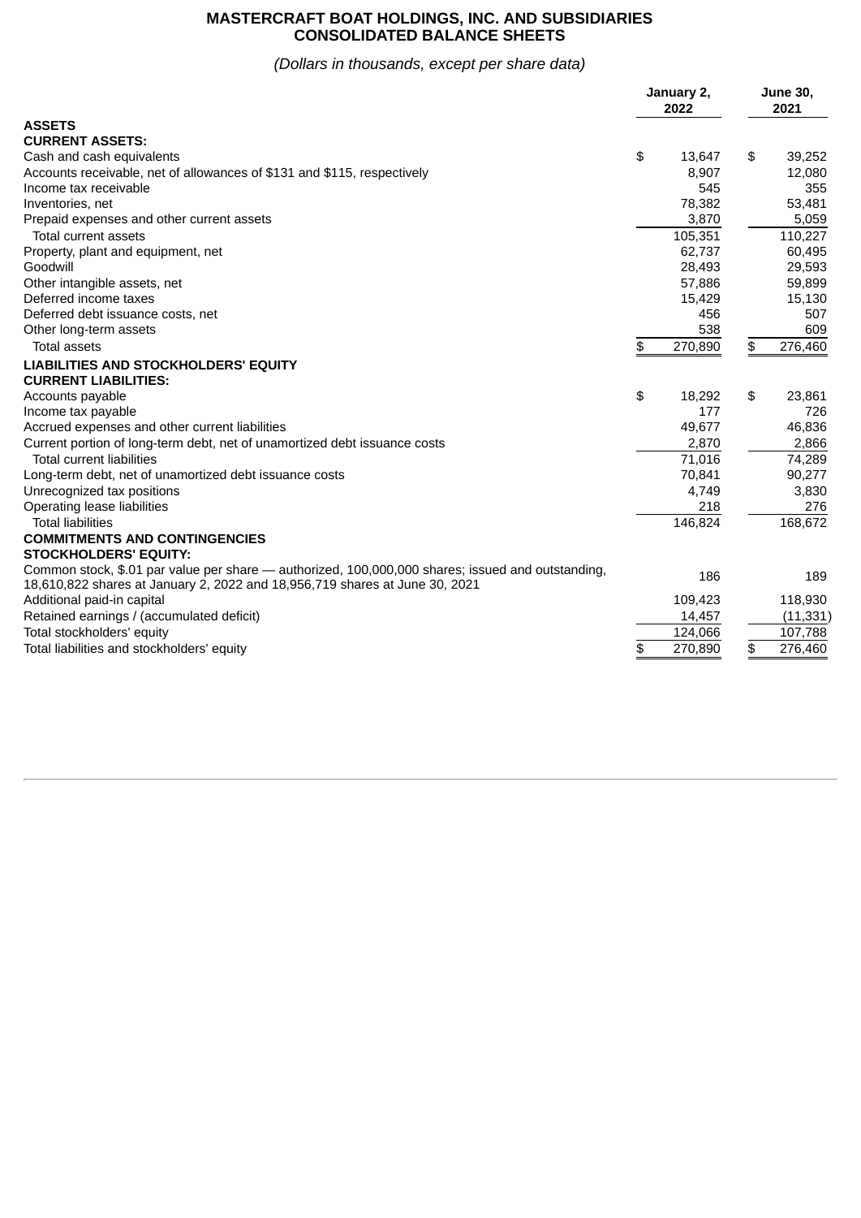# MASTERCRAFT BOAT HOLDINGS, INC. AND SUBSIDIARIES
## CONSOLIDATED BALANCE SHEETS

*(Dollars in thousands, except per share data)*

| | January 2, 2022 | June 30, 2021 |
|---|---|---|
| **ASSETS** | | |
| **CURRENT ASSETS:** | | |
| Cash and cash equivalents | $ 13,647 | $ 39,252 |
| Accounts receivable, net of allowances of $131 and $115, respectively | 8,907 | 12,080 |
| Income tax receivable | 545 | 355 |
| Inventories, net | 78,382 | 53,481 |
| Prepaid expenses and other current assets | 3,870 | 5,059 |
| Total current assets | 105,351 | 110,227 |
| Property, plant and equipment, net | 62,737 | 60,495 |
| Goodwill | 28,493 | 29,593 |
| Other intangible assets, net | 57,886 | 59,899 |
| Deferred income taxes | 15,429 | 15,130 |
| Deferred debt issuance costs, net | 456 | 507 |
| Other long-term assets | 538 | 609 |
| Total assets | $ 270,890 | $ 276,460 |
| **LIABILITIES AND STOCKHOLDERS' EQUITY** | | |
| **CURRENT LIABILITIES:** | | |
| Accounts payable | $ 18,292 | $ 23,861 |
| Income tax payable | 177 | 726 |
| Accrued expenses and other current liabilities | 49,677 | 46,836 |
| Current portion of long-term debt, net of unamortized debt issuance costs | 2,870 | 2,866 |
| Total current liabilities | 71,016 | 74,289 |
| Long-term debt, net of unamortized debt issuance costs | 70,841 | 90,277 |
| Unrecognized tax positions | 4,749 | 3,830 |
| Operating lease liabilities | 218 | 276 |
| Total liabilities | 146,824 | 168,672 |
| **COMMITMENTS AND CONTINGENCIES** | | |
| **STOCKHOLDERS' EQUITY:** | | |
| Common stock, $.01 par value per share — authorized, 100,000,000 shares; issued and outstanding, 18,610,822 shares at January 2, 2022 and 18,956,719 shares at June 30, 2021 | 186 | 189 |
| Additional paid-in capital | 109,423 | 118,930 |
| Retained earnings / (accumulated deficit) | 14,457 | (11,331) |
| Total stockholders' equity | 124,066 | 107,788 |
| Total liabilities and stockholders' equity | $ 270,890 | $ 276,460 |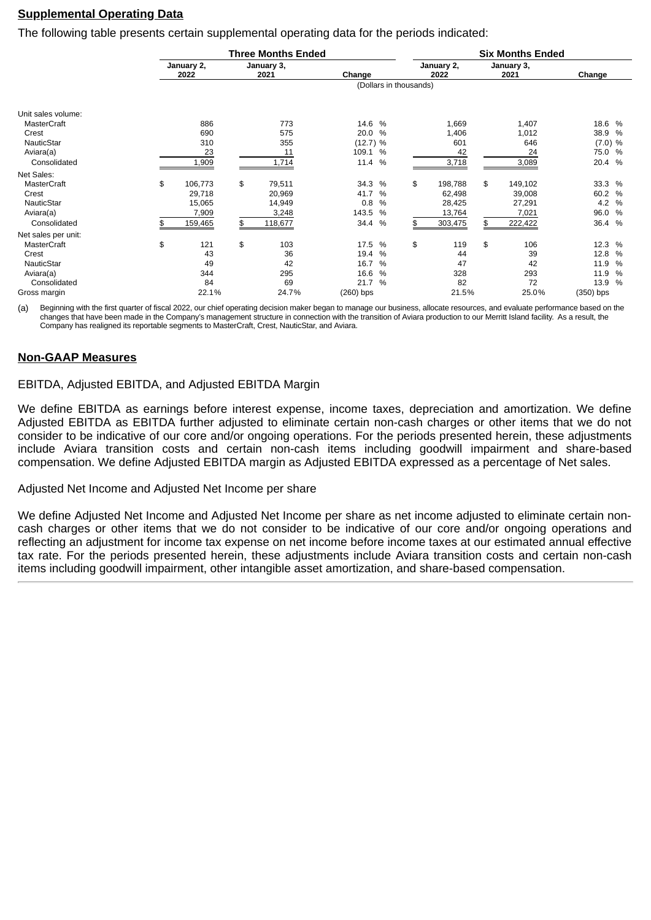## Supplemental Operating Data

The following table presents certain supplemental operating data for the periods indicated:

| | Three Months Ended | | | Six Months Ended | | |
|---|---|---|---|---|---|---|
| | January 2, 2022 | January 3, 2021 | Change | January 2, 2022 | January 3, 2021 | Change |
| | (Dollars in thousands) | | | | | |
| Unit sales volume: | | | | | | |
| MasterCraft | 886 | 773 | 14.6 % | 1,669 | 1,407 | 18.6 % |
| Crest | 690 | 575 | 20.0 % | 1,406 | 1,012 | 38.9 % |
| NauticStar | 310 | 355 | (12.7) % | 601 | 646 | (7.0) % |
| Aviara(a) | 23 | 11 | 109.1 % | 42 | 24 | 75.0 % |
| Consolidated | 1,909 | 1,714 | 11.4 % | 3,718 | 3,089 | 20.4 % |
| Net Sales: | | | | | | |
| MasterCraft | $ 106,773 | $ 79,511 | 34.3 % | $ 198,788 | $ 149,102 | 33.3 % |
| Crest | 29,718 | 20,969 | 41.7 % | 62,498 | 39,008 | 60.2 % |
| NauticStar | 15,065 | 14,949 | 0.8 % | 28,425 | 27,291 | 4.2 % |
| Aviara(a) | 7,909 | 3,248 | 143.5 % | 13,764 | 7,021 | 96.0 % |
| Consolidated | $ 159,465 | $ 118,677 | 34.4 % | $ 303,475 | $ 222,422 | 36.4 % |
| Net sales per unit: | | | | | | |
| MasterCraft | $ 121 | $ 103 | 17.5 % | $ 119 | $ 106 | 12.3 % |
| Crest | 43 | 36 | 19.4 % | 44 | 39 | 12.8 % |
| NauticStar | 49 | 42 | 16.7 % | 47 | 42 | 11.9 % |
| Aviara(a) | 344 | 295 | 16.6 % | 328 | 293 | 11.9 % |
| Consolidated | 84 | 69 | 21.7 % | 82 | 72 | 13.9 % |
| Gross margin | 22.1% | 24.7% | (260) bps | 21.5% | 25.0% | (350) bps |

(a) Beginning with the first quarter of fiscal 2022, our chief operating decision maker began to manage our business, allocate resources, and evaluate performance based on the changes that have been made in the Company's management structure in connection with the transition of Aviara production to our Merritt Island facility. As a result, the Company has realigned its reportable segments to MasterCraft, Crest, NauticStar, and Aviara.

## Non-GAAP Measures

EBITDA, Adjusted EBITDA, and Adjusted EBITDA Margin

We define EBITDA as earnings before interest expense, income taxes, depreciation and amortization. We define Adjusted EBITDA as EBITDA further adjusted to eliminate certain non-cash charges or other items that we do not consider to be indicative of our core and/or ongoing operations. For the periods presented herein, these adjustments include Aviara transition costs and certain non-cash items including goodwill impairment and share-based compensation. We define Adjusted EBITDA margin as Adjusted EBITDA expressed as a percentage of Net sales.

Adjusted Net Income and Adjusted Net Income per share

We define Adjusted Net Income and Adjusted Net Income per share as net income adjusted to eliminate certain non-cash charges or other items that we do not consider to be indicative of our core and/or ongoing operations and reflecting an adjustment for income tax expense on net income before income taxes at our estimated annual effective tax rate. For the periods presented herein, these adjustments include Aviara transition costs and certain non-cash items including goodwill impairment, other intangible asset amortization, and share-based compensation.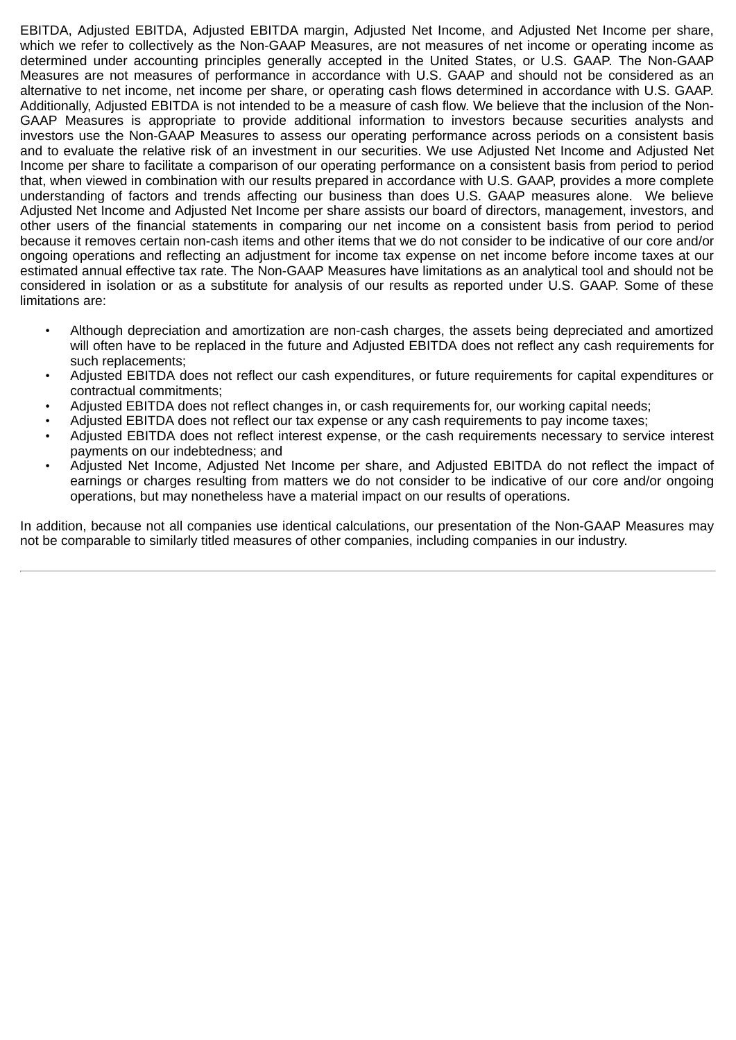EBITDA, Adjusted EBITDA, Adjusted EBITDA margin, Adjusted Net Income, and Adjusted Net Income per share, which we refer to collectively as the Non-GAAP Measures, are not measures of net income or operating income as determined under accounting principles generally accepted in the United States, or U.S. GAAP. The Non-GAAP Measures are not measures of performance in accordance with U.S. GAAP and should not be considered as an alternative to net income, net income per share, or operating cash flows determined in accordance with U.S. GAAP. Additionally, Adjusted EBITDA is not intended to be a measure of cash flow. We believe that the inclusion of the Non-GAAP Measures is appropriate to provide additional information to investors because securities analysts and investors use the Non-GAAP Measures to assess our operating performance across periods on a consistent basis and to evaluate the relative risk of an investment in our securities. We use Adjusted Net Income and Adjusted Net Income per share to facilitate a comparison of our operating performance on a consistent basis from period to period that, when viewed in combination with our results prepared in accordance with U.S. GAAP, provides a more complete understanding of factors and trends affecting our business than does U.S. GAAP measures alone. We believe Adjusted Net Income and Adjusted Net Income per share assists our board of directors, management, investors, and other users of the financial statements in comparing our net income on a consistent basis from period to period because it removes certain non-cash items and other items that we do not consider to be indicative of our core and/or ongoing operations and reflecting an adjustment for income tax expense on net income before income taxes at our estimated annual effective tax rate. The Non-GAAP Measures have limitations as an analytical tool and should not be considered in isolation or as a substitute for analysis of our results as reported under U.S. GAAP. Some of these limitations are:

- Although depreciation and amortization are non-cash charges, the assets being depreciated and amortized will often have to be replaced in the future and Adjusted EBITDA does not reflect any cash requirements for such replacements;
- Adjusted EBITDA does not reflect our cash expenditures, or future requirements for capital expenditures or contractual commitments;
- Adjusted EBITDA does not reflect changes in, or cash requirements for, our working capital needs;
- Adjusted EBITDA does not reflect our tax expense or any cash requirements to pay income taxes;
- Adjusted EBITDA does not reflect interest expense, or the cash requirements necessary to service interest payments on our indebtedness; and
- Adjusted Net Income, Adjusted Net Income per share, and Adjusted EBITDA do not reflect the impact of earnings or charges resulting from matters we do not consider to be indicative of our core and/or ongoing operations, but may nonetheless have a material impact on our results of operations.

In addition, because not all companies use identical calculations, our presentation of the Non-GAAP Measures may not be comparable to similarly titled measures of other companies, including companies in our industry.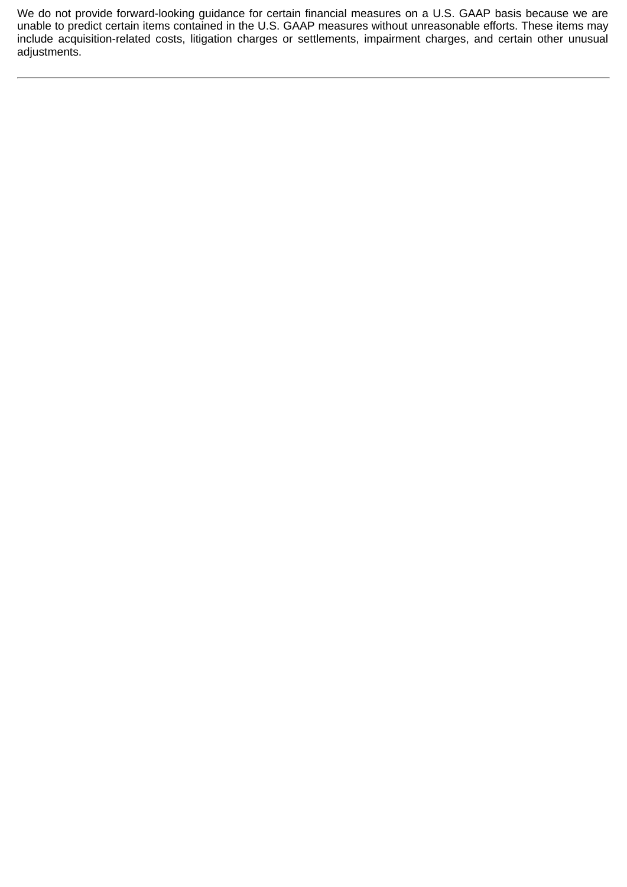We do not provide forward-looking guidance for certain financial measures on a U.S. GAAP basis because we are unable to predict certain items contained in the U.S. GAAP measures without unreasonable efforts. These items may include acquisition-related costs, litigation charges or settlements, impairment charges, and certain other unusual adjustments.

---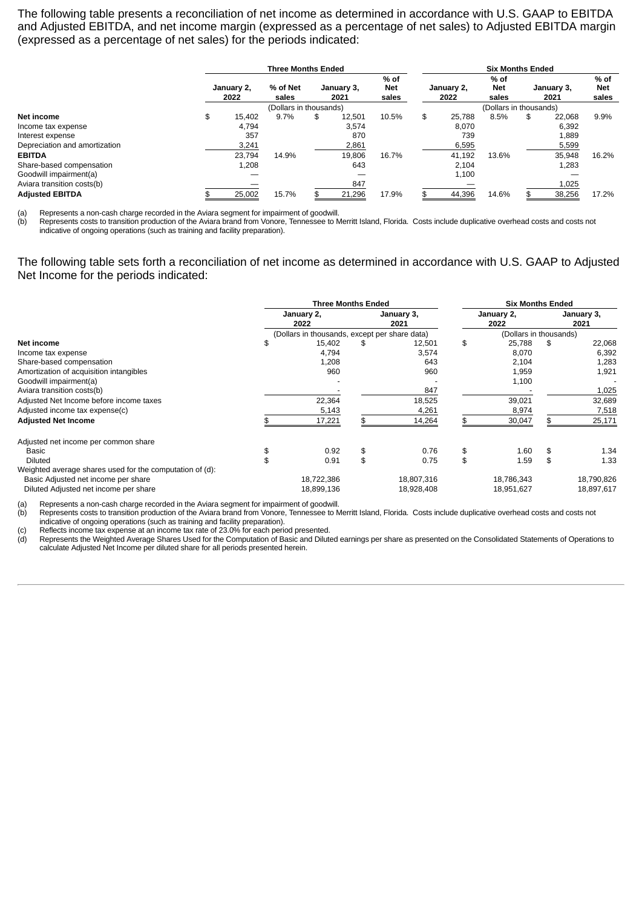The following table presents a reconciliation of net income as determined in accordance with U.S. GAAP to EBITDA and Adjusted EBITDA, and net income margin (expressed as a percentage of net sales) to Adjusted EBITDA margin (expressed as a percentage of net sales) for the periods indicated:

| | Three Months Ended | | | | Six Months Ended | | | |
|---|---|---|---|---|---|---|---|---|
| | January 2, 2022 | % of Net sales | January 3, 2021 | % of Net sales | January 2, 2022 | % of Net sales | January 3, 2021 | % of Net sales |
| | (Dollars in thousands) | | | | (Dollars in thousands) | | | |
| **Net income** | $ 15,402 | 9.7% | $ 12,501 | 10.5% | $ 25,788 | 8.5% | $ 22,068 | 9.9% |
| Income tax expense | 4,794 | | 3,574 | | 8,070 | | 6,392 | |
| Interest expense | 357 | | 870 | | 739 | | 1,889 | |
| Depreciation and amortization | 3,241 | | 2,861 | | 6,595 | | 5,599 | |
| **EBITDA** | 23,794 | 14.9% | 19,806 | 16.7% | 41,192 | 13.6% | 35,948 | 16.2% |
| Share-based compensation | 1,208 | | 643 | | 2,104 | | 1,283 | |
| Goodwill impairment(a) | — | | — | | 1,100 | | — | |
| Aviara transition costs(b) | — | | 847 | | — | | 1,025 | |
| **Adjusted EBITDA** | $ 25,002 | 15.7% | $ 21,296 | 17.9% | $ 44,396 | 14.6% | $ 38,256 | 17.2% |

(a) Represents a non-cash charge recorded in the Aviara segment for impairment of goodwill.
(b) Represents costs to transition production of the Aviara brand from Vonore, Tennessee to Merritt Island, Florida. Costs include duplicative overhead costs and costs not indicative of ongoing operations (such as training and facility preparation).

The following table sets forth a reconciliation of net income as determined in accordance with U.S. GAAP to Adjusted Net Income for the periods indicated:

| | Three Months Ended | | Six Months Ended | |
|---|---|---|---|---|
| | January 2, 2022 | January 3, 2021 | January 2, 2022 | January 3, 2021 |
| | (Dollars in thousands, except per share data) | | (Dollars in thousands) | |
| **Net income** | $ 15,402 | $ 12,501 | $ 25,788 | $ 22,068 |
| Income tax expense | 4,794 | 3,574 | 8,070 | 6,392 |
| Share-based compensation | 1,208 | 643 | 2,104 | 1,283 |
| Amortization of acquisition intangibles | 960 | 960 | 1,959 | 1,921 |
| Goodwill impairment(a) | - | - | 1,100 | - |
| Aviara transition costs(b) | - | 847 | - | 1,025 |
| Adjusted Net Income before income taxes | 22,364 | 18,525 | 39,021 | 32,689 |
| Adjusted income tax expense(c) | 5,143 | 4,261 | 8,974 | 7,518 |
| **Adjusted Net Income** | $ 17,221 | $ 14,264 | $ 30,047 | $ 25,171 |
| | | | | |
| Adjusted net income per common share | | | | |
| Basic | $ 0.92 | $ 0.76 | $ 1.60 | $ 1.34 |
| Diluted | $ 0.91 | $ 0.75 | $ 1.59 | $ 1.33 |
| Weighted average shares used for the computation of (d): | | | | |
| Basic Adjusted net income per share | 18,722,386 | 18,807,316 | 18,786,343 | 18,790,826 |
| Diluted Adjusted net income per share | 18,899,136 | 18,928,408 | 18,951,627 | 18,897,617 |

(a) Represents a non-cash charge recorded in the Aviara segment for impairment of goodwill.
(b) Represents costs to transition production of the Aviara brand from Vonore, Tennessee to Merritt Island, Florida. Costs include duplicative overhead costs and costs not indicative of ongoing operations (such as training and facility preparation).
(c) Reflects income tax expense at an income tax rate of 23.0% for each period presented.
(d) Represents the Weighted Average Shares Used for the Computation of Basic and Diluted earnings per share as presented on the Consolidated Statements of Operations to calculate Adjusted Net Income per diluted share for all periods presented herein.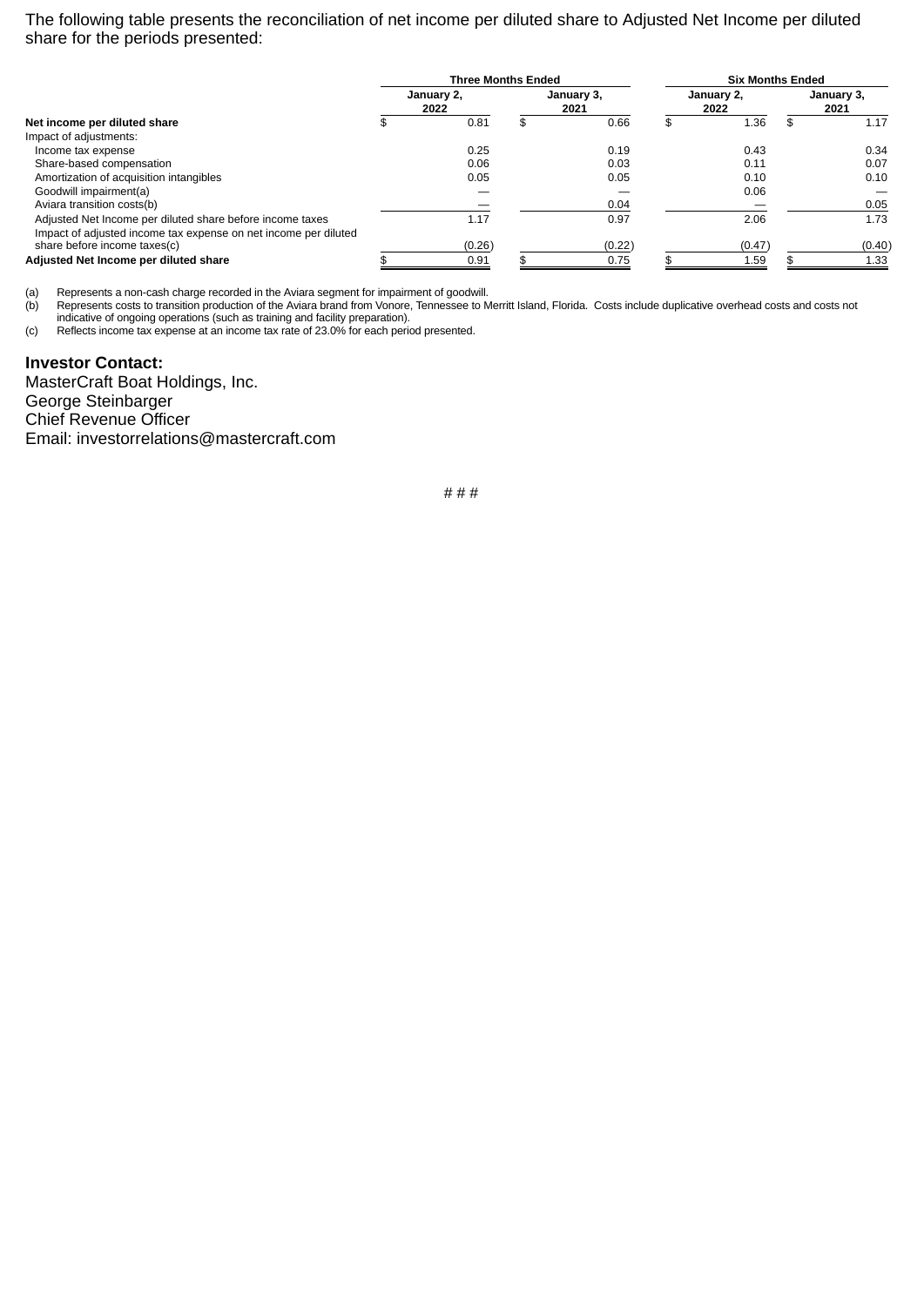The following table presents the reconciliation of net income per diluted share to Adjusted Net Income per diluted share for the periods presented:

| | Three Months Ended | | Six Months Ended | |
|---|---|---|---|---|
| | January 2, 2022 | January 3, 2021 | January 2, 2022 | January 3, 2021 |
| **Net income per diluted share** | $ 0.81 | $ 0.66 | $ 1.36 | $ 1.17 |
| Impact of adjustments: | | | | |
| Income tax expense | 0.25 | 0.19 | 0.43 | 0.34 |
| Share-based compensation | 0.06 | 0.03 | 0.11 | 0.07 |
| Amortization of acquisition intangibles | 0.05 | 0.05 | 0.10 | 0.10 |
| Goodwill impairment(a) | — | — | 0.06 | — |
| Aviara transition costs(b) | — | 0.04 | — | 0.05 |
| Adjusted Net Income per diluted share before income taxes | 1.17 | 0.97 | 2.06 | 1.73 |
| Impact of adjusted income tax expense on net income per diluted share before income taxes(c) | (0.26) | (0.22) | (0.47) | (0.40) |
| **Adjusted Net Income per diluted share** | $ 0.91 | $ 0.75 | $ 1.59 | $ 1.33 |

(a) Represents a non-cash charge recorded in the Aviara segment for impairment of goodwill.

(b) Represents costs to transition production of the Aviara brand from Vonore, Tennessee to Merritt Island, Florida. Costs include duplicative overhead costs and costs not indicative of ongoing operations (such as training and facility preparation).

(c) Reflects income tax expense at an income tax rate of 23.0% for each period presented.

**Investor Contact:**

MasterCraft Boat Holdings, Inc.
George Steinbarger
Chief Revenue Officer
Email: investorrelations@mastercraft.com

# # #